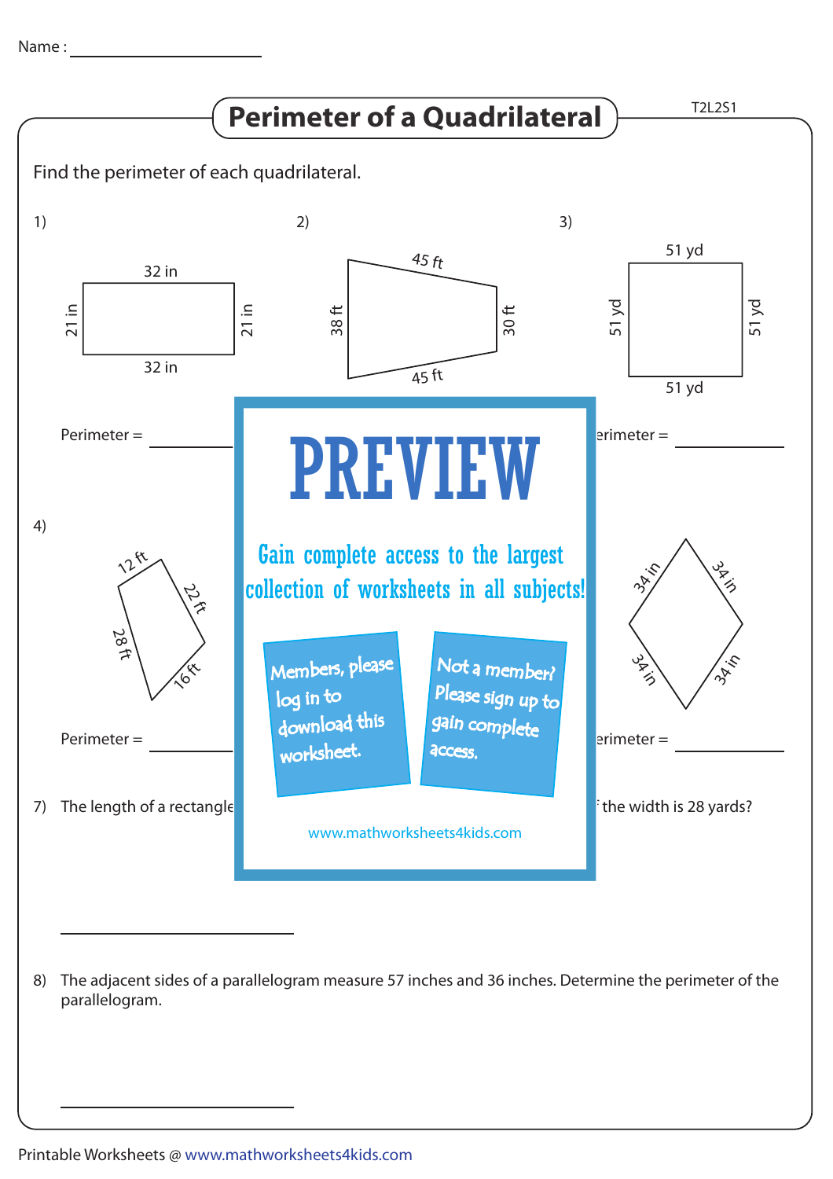Name : ____________________

# Perimeter of a Quadrilateral

T2L2S1

Find the perimeter of each quadrilateral.

1)

32 in

21 in &nbsp;&nbsp;&nbsp;&nbsp; 21 in

32 in

Perimeter = ____________

2)

45 ft

38 ft &nbsp;&nbsp;&nbsp;&nbsp; 30 ft

45 ft

3)

51 yd

51 yd &nbsp;&nbsp;&nbsp;&nbsp; 51 yd

51 yd

erimeter = ____________

4)

12 ft

22 ft

28 ft

16 ft

Perimeter = ____________

34 in &nbsp;&nbsp;&nbsp;&nbsp; 34 in

34 in &nbsp;&nbsp;&nbsp;&nbsp; 34 in

erimeter = ____________

# PREVIEW

Gain complete access to the largest collection of worksheets in all subjects!

Members, please log in to download this worksheet.

Not a member? Please sign up to gain complete access.

www.mathworksheets4kids.com

7) The length of a rectangle … the width is 28 yards?

____________________

8) The adjacent sides of a parallelogram measure 57 inches and 36 inches. Determine the perimeter of the parallelogram.

____________________

Printable Worksheets @ www.mathworksheets4kids.com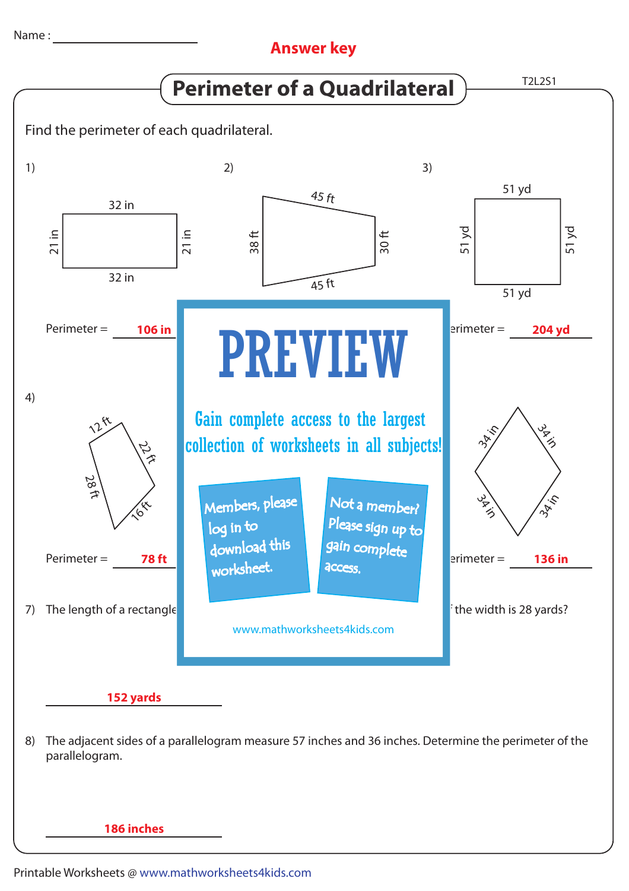Name : ____________________

**Answer key**

# Perimeter of a Quadrilateral

T2L2S1

Find the perimeter of each quadrilateral.

1)

32 in

21 in

21 in

32 in

Perimeter = **106 in**

2)

45 ft

38 ft

30 ft

45 ft

3)

51 yd

51 yd

51 yd

51 yd

Perimeter = **204 yd**

4)

12 ft

22 ft

28 ft

16 ft

Perimeter = **78 ft**

6)

34 in

34 in

34 in

34 in

Perimeter = **136 in**

7) The length of a rectangle ... the width is 28 yards?

**152 yards**

8) The adjacent sides of a parallelogram measure 57 inches and 36 inches. Determine the perimeter of the parallelogram.

**186 inches**

PREVIEW

Gain complete access to the largest collection of worksheets in all subjects!

Members, please log in to download this worksheet.

Not a member? Please sign up to gain complete access.

www.mathworksheets4kids.com

Printable Worksheets @ www.mathworksheets4kids.com